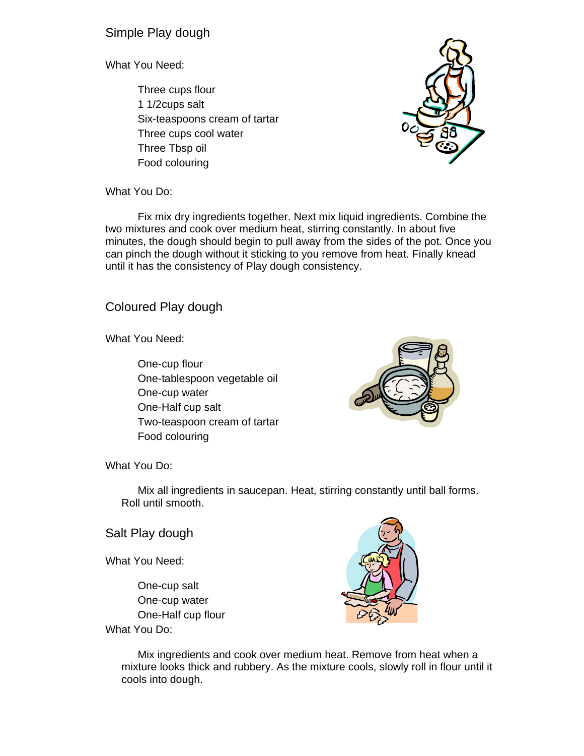## Simple Play dough

What You Need:

- Three cups flour
- 1 1/2cups salt
- Six-teaspoons cream of tartar
- Three cups cool water
- Three Tbsp oil
- Food colouring

What You Do:

Fix mix dry ingredients together. Next mix liquid ingredients. Combine the two mixtures and cook over medium heat, stirring constantly. In about five minutes, the dough should begin to pull away from the sides of the pot. Once you can pinch the dough without it sticking to you remove from heat. Finally knead until it has the consistency of Play dough consistency.

## Coloured Play dough

What You Need:

- One-cup flour
- One-tablespoon vegetable oil
- One-cup water
- One-Half cup salt
- Two-teaspoon cream of tartar
- Food colouring

What You Do:

Mix all ingredients in saucepan. Heat, stirring constantly until ball forms. Roll until smooth.

## Salt Play dough

What You Need:

- One-cup salt
- One-cup water
- One-Half cup flour

What You Do:

Mix ingredients and cook over medium heat. Remove from heat when a mixture looks thick and rubbery. As the mixture cools, slowly roll in flour until it cools into dough.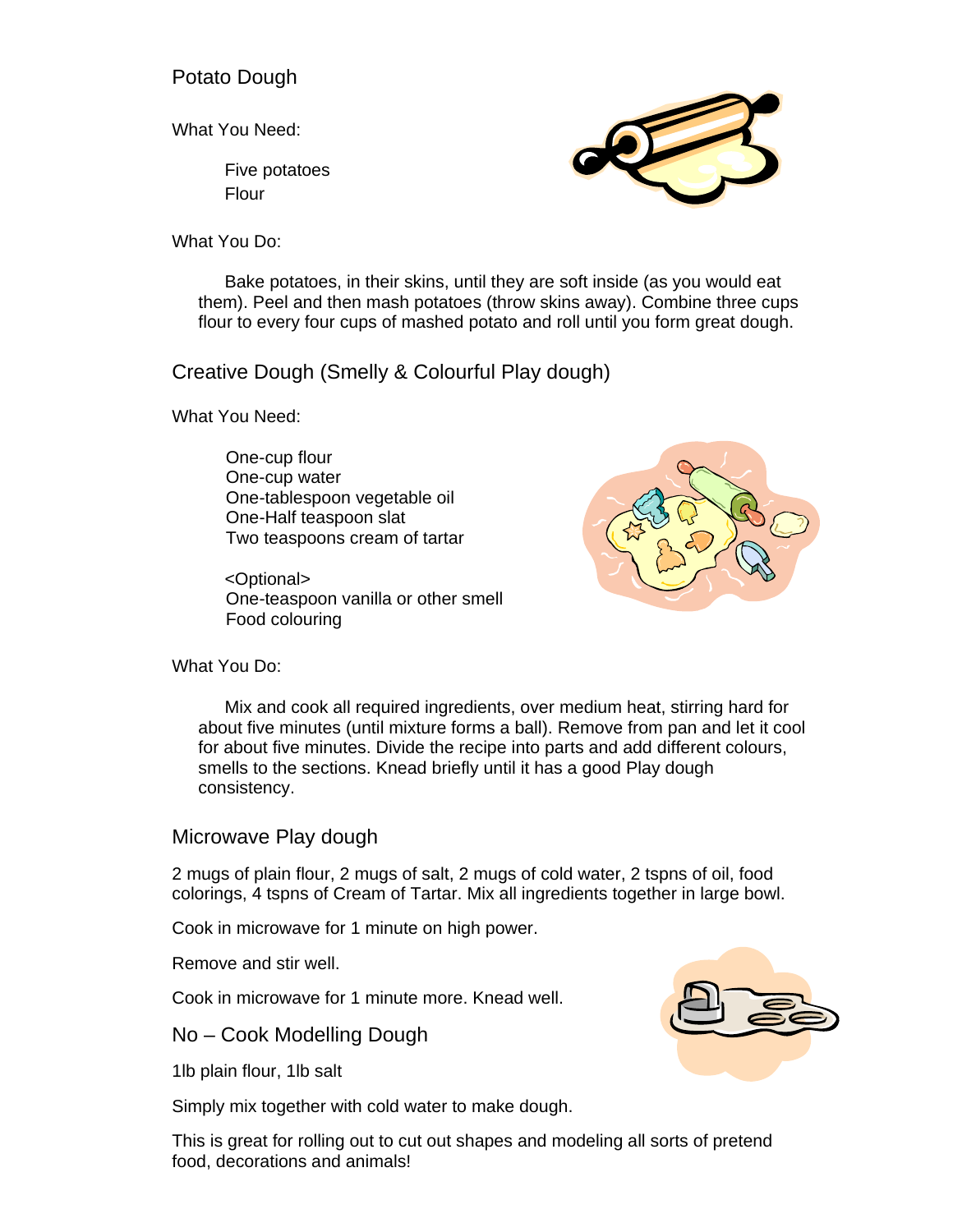## Potato Dough

What You Need:

Five potatoes
Flour

What You Do:

Bake potatoes, in their skins, until they are soft inside (as you would eat them). Peel and then mash potatoes (throw skins away). Combine three cups flour to every four cups of mashed potato and roll until you form great dough.

## Creative Dough (Smelly & Colourful Play dough)

What You Need:

One-cup flour
One-cup water
One-tablespoon vegetable oil
One-Half teaspoon slat
Two teaspoons cream of tartar

<Optional>
One-teaspoon vanilla or other smell
Food colouring

What You Do:

Mix and cook all required ingredients, over medium heat, stirring hard for about five minutes (until mixture forms a ball). Remove from pan and let it cool for about five minutes. Divide the recipe into parts and add different colours, smells to the sections. Knead briefly until it has a good Play dough consistency.

## Microwave Play dough

2 mugs of plain flour, 2 mugs of salt, 2 mugs of cold water, 2 tspns of oil, food colorings, 4 tspns of Cream of Tartar. Mix all ingredients together in large bowl.

Cook in microwave for 1 minute on high power.

Remove and stir well.

Cook in microwave for 1 minute more. Knead well.

## No – Cook Modelling Dough

1lb plain flour, 1lb salt

Simply mix together with cold water to make dough.

This is great for rolling out to cut out shapes and modeling all sorts of pretend food, decorations and animals!